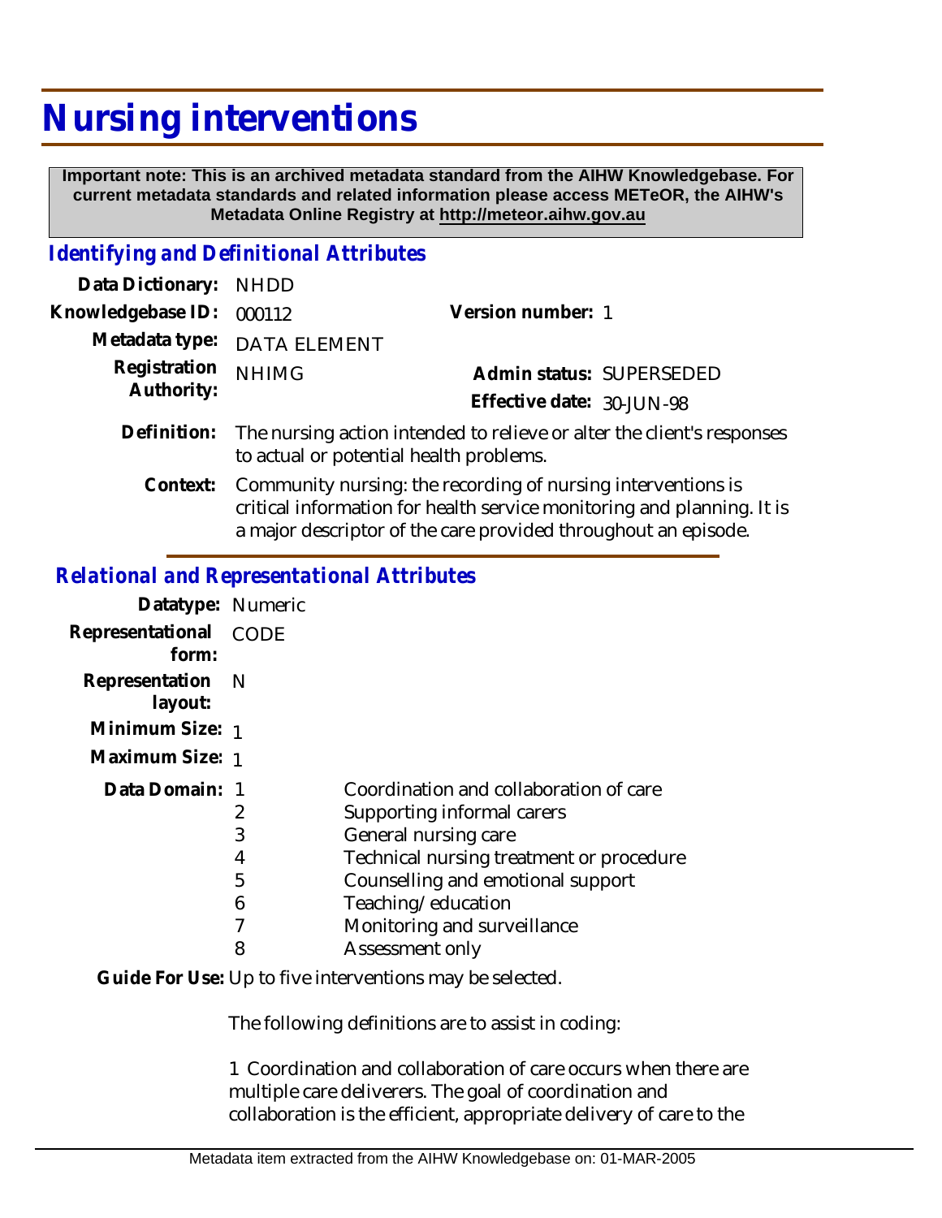# Nursing interventions

**Important note: This is an archived metadata standard from the AIHW Knowledgebase. For current metadata standards and related information please access METeOR, the AIHW's Metadata Online Registry at http://meteor.aihw.gov.au**

## *Identifying and Definitional Attributes*

| | | | |
|---|---|---|---|
| **Data Dictionary:** | NHDD | | |
| **Knowledgebase ID:** | 000112 | **Version number:** | 1 |
| **Metadata type:** | DATA ELEMENT | | |
| **Registration Authority:** | NHIMG | **Admin status:** | SUPERSEDED |
| | | **Effective date:** | 30-JUN-98 |

**Definition:** The nursing action intended to relieve or alter the client's responses to actual or potential health problems.

**Context:** Community nursing: the recording of nursing interventions is critical information for health service monitoring and planning. It is a major descriptor of the care provided throughout an episode.

## *Relational and Representational Attributes*

**Datatype:** Numeric

**Representational form:** CODE

**Representation layout:** N

**Minimum Size:** 1

**Maximum Size:** 1

**Data Domain:**

| Code | Description |
|---|---|
| 1 | Coordination and collaboration of care |
| 2 | Supporting informal carers |
| 3 | General nursing care |
| 4 | Technical nursing treatment or procedure |
| 5 | Counselling and emotional support |
| 6 | Teaching/education |
| 7 | Monitoring and surveillance |
| 8 | Assessment only |

**Guide For Use:** Up to five interventions may be selected.

The following definitions are to assist in coding:

1 Coordination and collaboration of care occurs when there are multiple care deliverers. The goal of coordination and collaboration is the efficient, appropriate delivery of care to the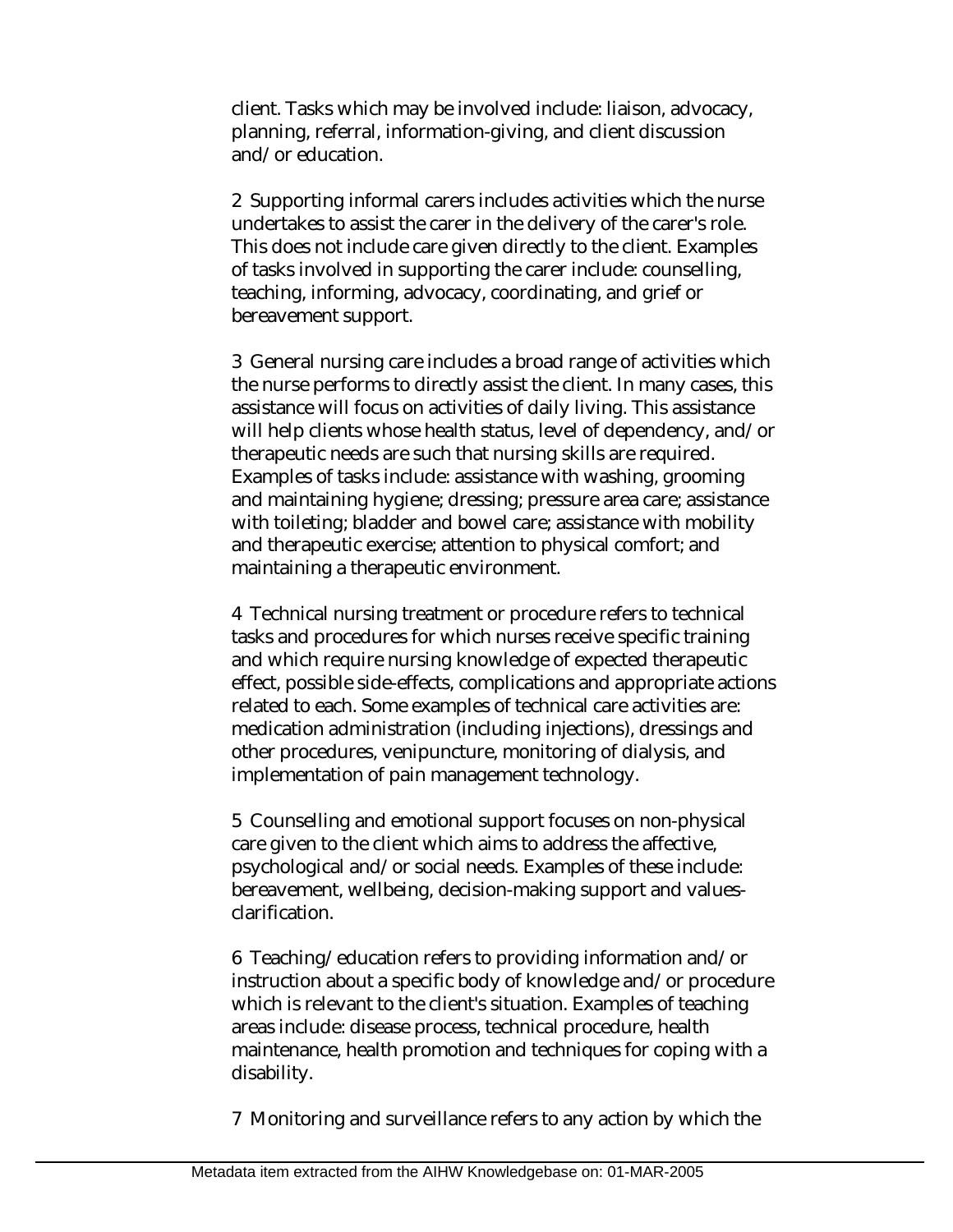client. Tasks which may be involved include: liaison, advocacy, planning, referral, information-giving, and client discussion and/or education.

2 Supporting informal carers includes activities which the nurse undertakes to assist the carer in the delivery of the carer's role. This does not include care given directly to the client. Examples of tasks involved in supporting the carer include: counselling, teaching, informing, advocacy, coordinating, and grief or bereavement support.

3 General nursing care includes a broad range of activities which the nurse performs to directly assist the client. In many cases, this assistance will focus on activities of daily living. This assistance will help clients whose health status, level of dependency, and/or therapeutic needs are such that nursing skills are required. Examples of tasks include: assistance with washing, grooming and maintaining hygiene; dressing; pressure area care; assistance with toileting; bladder and bowel care; assistance with mobility and therapeutic exercise; attention to physical comfort; and maintaining a therapeutic environment.

4 Technical nursing treatment or procedure refers to technical tasks and procedures for which nurses receive specific training and which require nursing knowledge of expected therapeutic effect, possible side-effects, complications and appropriate actions related to each. Some examples of technical care activities are: medication administration (including injections), dressings and other procedures, venipuncture, monitoring of dialysis, and implementation of pain management technology.

5 Counselling and emotional support focuses on non-physical care given to the client which aims to address the affective, psychological and/or social needs. Examples of these include: bereavement, wellbeing, decision-making support and values-clarification.

6 Teaching/education refers to providing information and/or instruction about a specific body of knowledge and/or procedure which is relevant to the client's situation. Examples of teaching areas include: disease process, technical procedure, health maintenance, health promotion and techniques for coping with a disability.

7 Monitoring and surveillance refers to any action by which the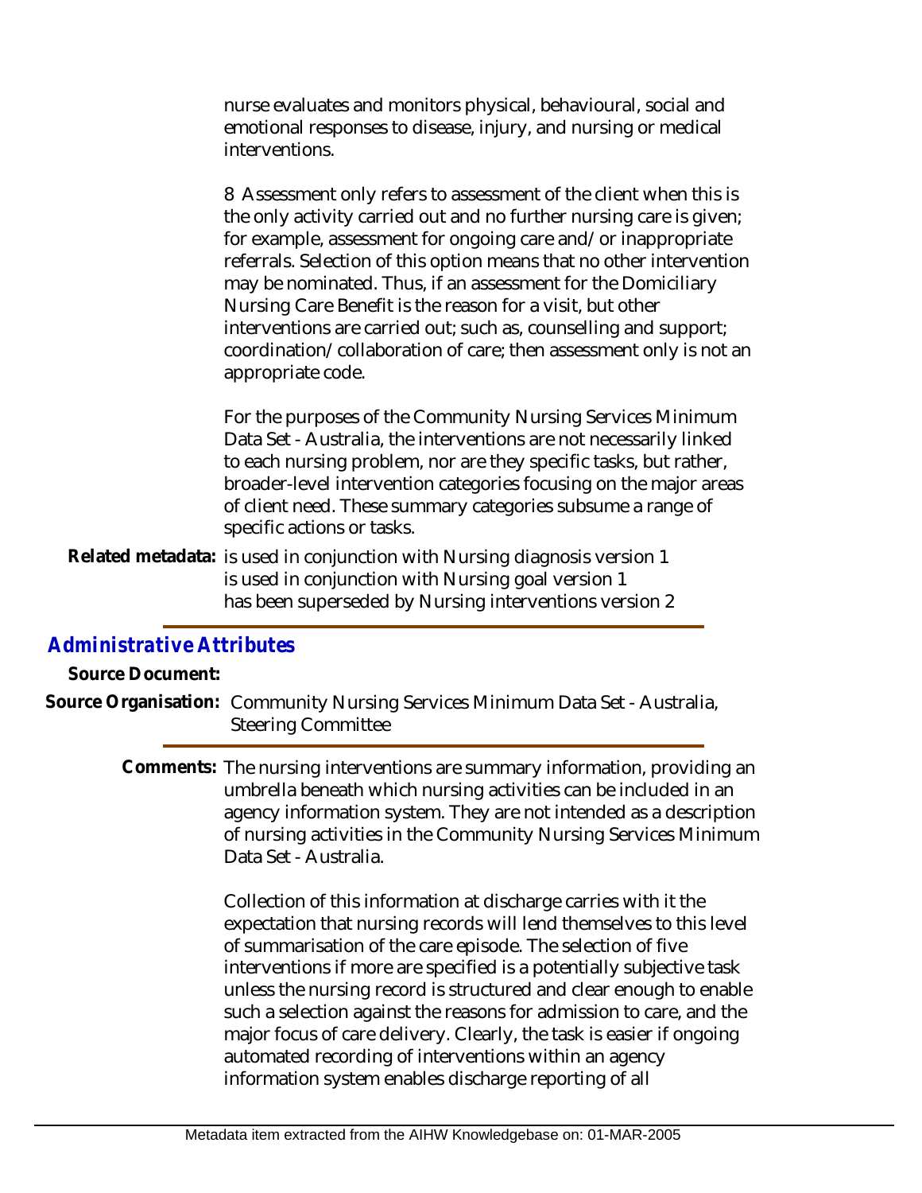nurse evaluates and monitors physical, behavioural, social and emotional responses to disease, injury, and nursing or medical interventions.

8 Assessment only refers to assessment of the client when this is the only activity carried out and no further nursing care is given; for example, assessment for ongoing care and/or inappropriate referrals. Selection of this option means that no other intervention may be nominated. Thus, if an assessment for the Domiciliary Nursing Care Benefit is the reason for a visit, but other interventions are carried out; such as, counselling and support; coordination/collaboration of care; then assessment only is not an appropriate code.

For the purposes of the Community Nursing Services Minimum Data Set - Australia, the interventions are not necessarily linked to each nursing problem, nor are they specific tasks, but rather, broader-level intervention categories focusing on the major areas of client need. These summary categories subsume a range of specific actions or tasks.

**Related metadata:** is used in conjunction with Nursing diagnosis version 1
is used in conjunction with Nursing goal version 1
has been superseded by Nursing interventions version 2

## Administrative Attributes

**Source Document:**

**Source Organisation:** Community Nursing Services Minimum Data Set - Australia, Steering Committee

**Comments:** The nursing interventions are summary information, providing an umbrella beneath which nursing activities can be included in an agency information system. They are not intended as a description of nursing activities in the Community Nursing Services Minimum Data Set - Australia.

Collection of this information at discharge carries with it the expectation that nursing records will lend themselves to this level of summarisation of the care episode. The selection of five interventions if more are specified is a potentially subjective task unless the nursing record is structured and clear enough to enable such a selection against the reasons for admission to care, and the major focus of care delivery. Clearly, the task is easier if ongoing automated recording of interventions within an agency information system enables discharge reporting of all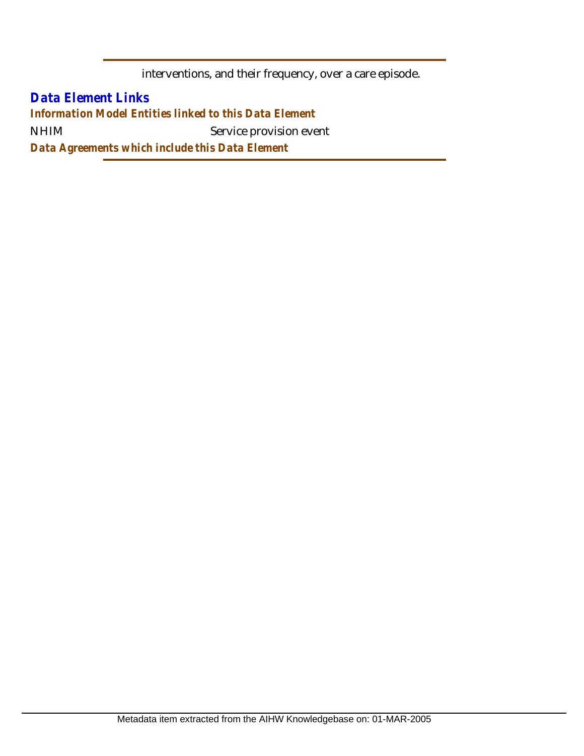interventions, and their frequency, over a care episode.

## Data Element Links

### *Information Model Entities linked to this Data Element*

| | |
|---|---|
| NHIM | Service provision event |

### *Data Agreements which include this Data Element*

Metadata item extracted from the AIHW Knowledgebase on: 01-MAR-2005